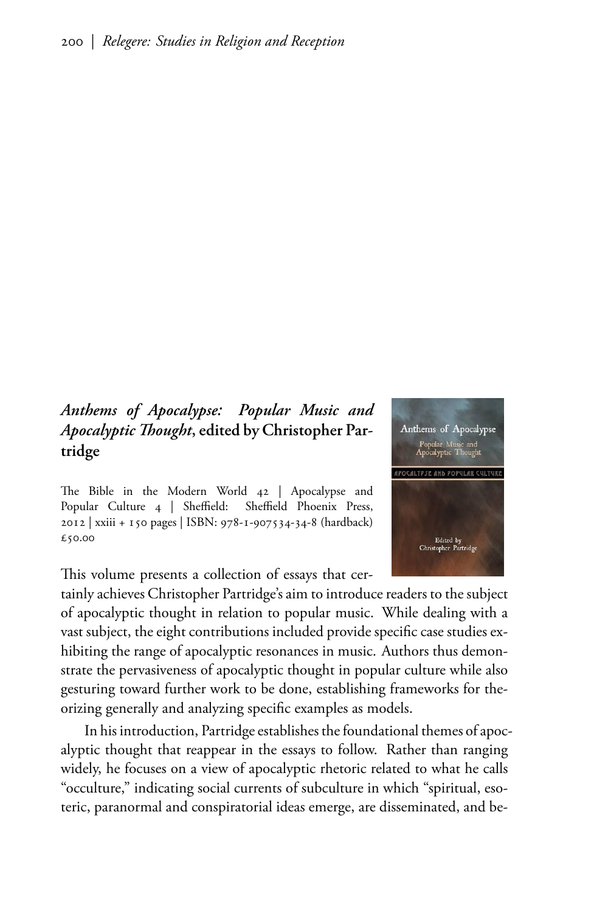## *Anthems of Apocalypse: Popular Music and Apocalyptic Thought*, edited by Christopher Partridge

The Bible in the Modern World 42 | Apocalypse and Popular Culture 4 | Sheffield: Sheffield Phoenix Press, 2012 | xxiii + 150 pages | ISBN: 978-1-907534-34-8 (hardback) £50.00

This volume presents a collection of essays that certainly achieves Christopher Partridge's aim to introduce readers to the subject of apocalyptic thought in relation to popular music. While dealing with a vast subject, the eight contributions included provide specific case studies exhibiting the range of apocalyptic resonances in music. Authors thus demonstrate the pervasiveness of apocalyptic thought in popular culture while also gesturing toward further work to be done, establishing frameworks for theorizing generally and analyzing specific examples as models.

In his introduction, Partridge establishes the foundational themes of apocalyptic thought that reappear in the essays to follow. Rather than ranging widely, he focuses on a view of apocalyptic rhetoric related to what he calls "occulture," indicating social currents of subculture in which "spiritual, esoteric, paranormal and conspiratorial ideas emerge, are disseminated, and be-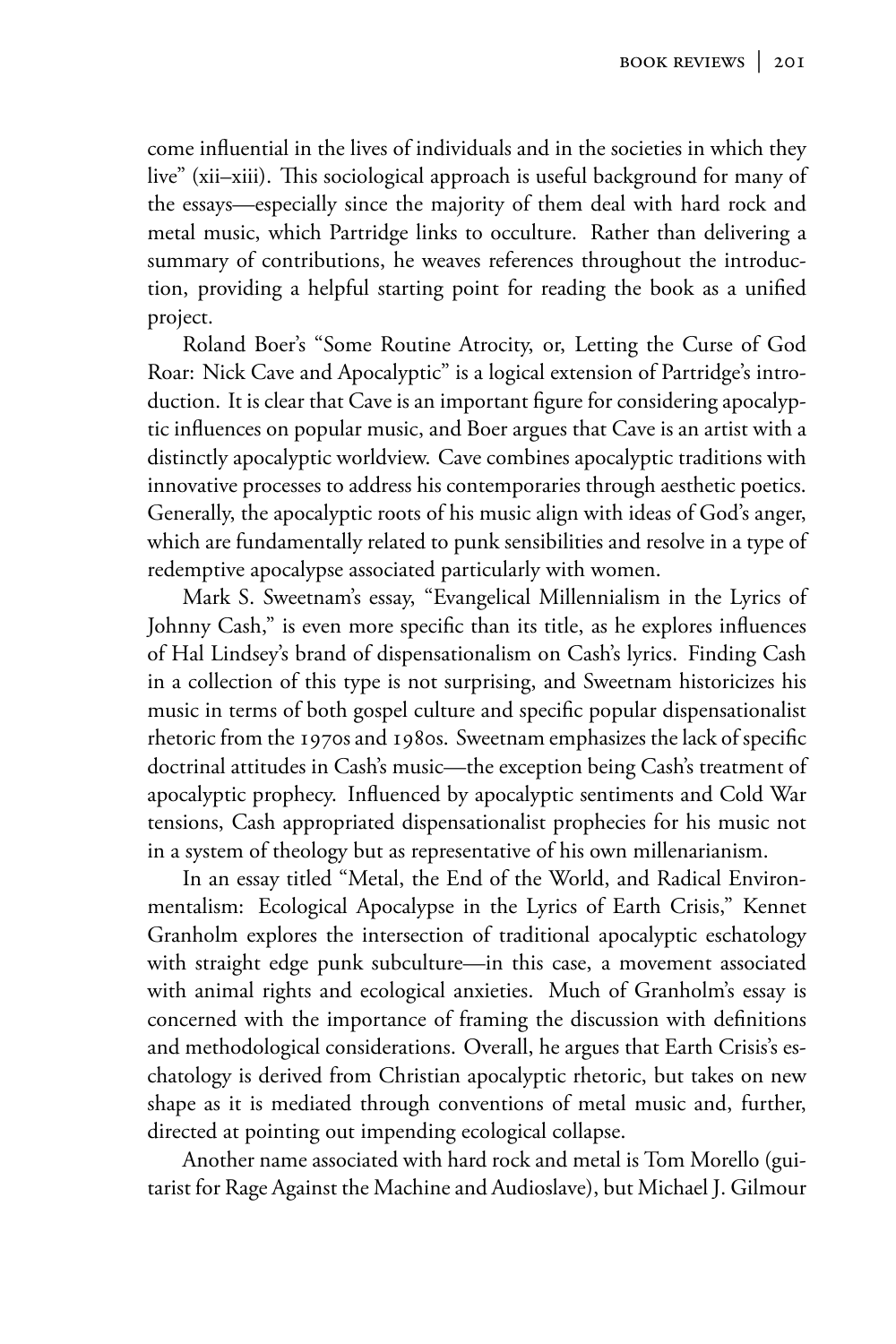come influential in the lives of individuals and in the societies in which they live" (xii–xiii). This sociological approach is useful background for many of the essays—especially since the majority of them deal with hard rock and metal music, which Partridge links to occulture. Rather than delivering a summary of contributions, he weaves references throughout the introduction, providing a helpful starting point for reading the book as a unified project.

Roland Boer's "Some Routine Atrocity, or, Letting the Curse of God Roar: Nick Cave and Apocalyptic" is a logical extension of Partridge's introduction. It is clear that Cave is an important figure for considering apocalyptic influences on popular music, and Boer argues that Cave is an artist with a distinctly apocalyptic worldview. Cave combines apocalyptic traditions with innovative processes to address his contemporaries through aesthetic poetics. Generally, the apocalyptic roots of his music align with ideas of God's anger, which are fundamentally related to punk sensibilities and resolve in a type of redemptive apocalypse associated particularly with women.

Mark S. Sweetnam's essay, "Evangelical Millennialism in the Lyrics of Johnny Cash," is even more specific than its title, as he explores influences of Hal Lindsey's brand of dispensationalism on Cash's lyrics. Finding Cash in a collection of this type is not surprising, and Sweetnam historicizes his music in terms of both gospel culture and specific popular dispensationalist rhetoric from the 1970s and 1980s. Sweetnam emphasizes the lack of specific doctrinal attitudes in Cash's music—the exception being Cash's treatment of apocalyptic prophecy. Influenced by apocalyptic sentiments and Cold War tensions, Cash appropriated dispensationalist prophecies for his music not in a system of theology but as representative of his own millenarianism.

In an essay titled "Metal, the End of the World, and Radical Environmentalism: Ecological Apocalypse in the Lyrics of Earth Crisis," Kennet Granholm explores the intersection of traditional apocalyptic eschatology with straight edge punk subculture—in this case, a movement associated with animal rights and ecological anxieties. Much of Granholm's essay is concerned with the importance of framing the discussion with definitions and methodological considerations. Overall, he argues that Earth Crisis's eschatology is derived from Christian apocalyptic rhetoric, but takes on new shape as it is mediated through conventions of metal music and, further, directed at pointing out impending ecological collapse.

Another name associated with hard rock and metal is Tom Morello (guitarist for Rage Against the Machine and Audioslave), but Michael J. Gilmour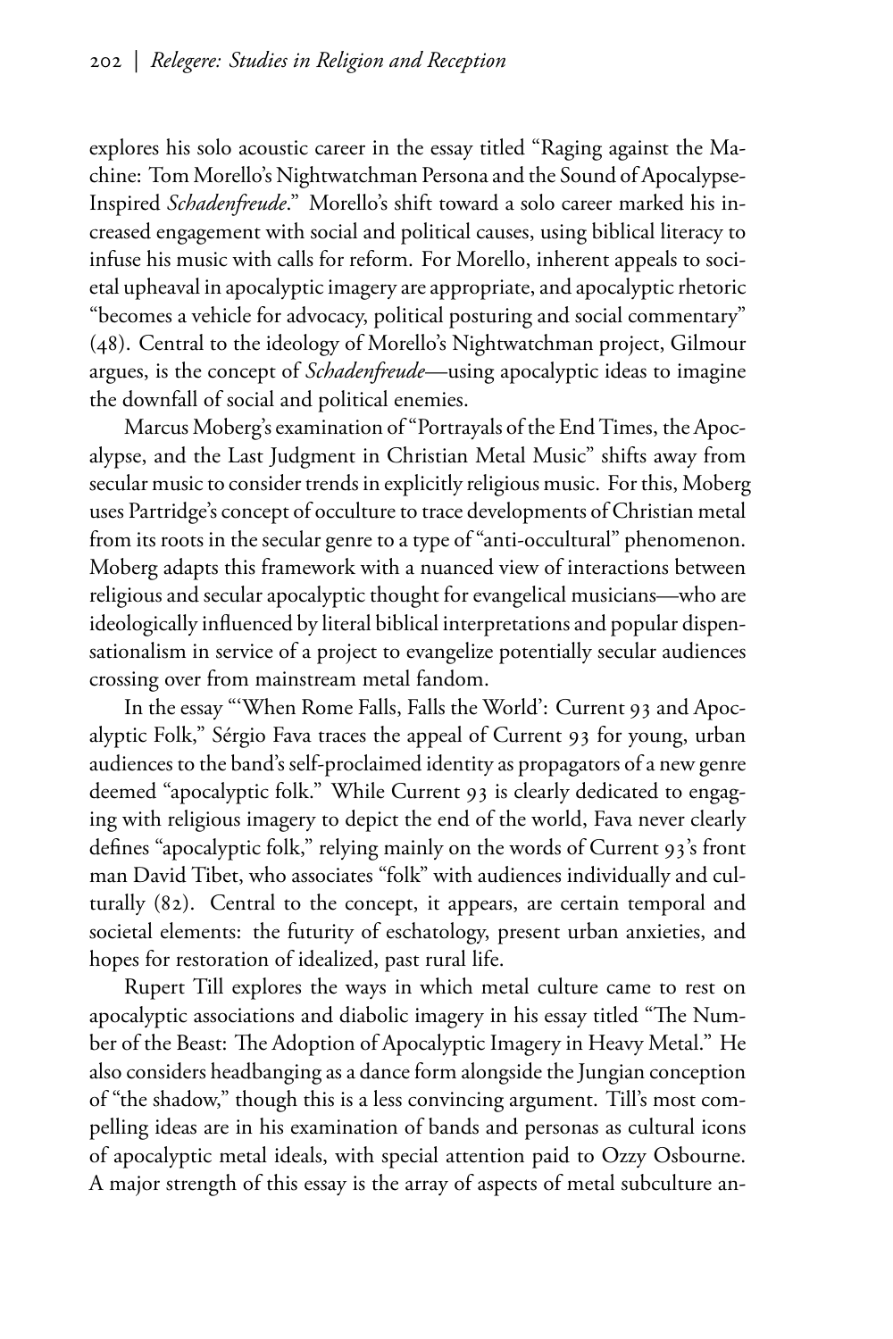explores his solo acoustic career in the essay titled "Raging against the Machine: Tom Morello's Nightwatchman Persona and the Sound of Apocalypse-Inspired *Schadenfreude*." Morello's shift toward a solo career marked his increased engagement with social and political causes, using biblical literacy to infuse his music with calls for reform. For Morello, inherent appeals to societal upheaval in apocalyptic imagery are appropriate, and apocalyptic rhetoric "becomes a vehicle for advocacy, political posturing and social commentary" (48). Central to the ideology of Morello's Nightwatchman project, Gilmour argues, is the concept of *Schadenfreude*—using apocalyptic ideas to imagine the downfall of social and political enemies.

Marcus Moberg's examination of "Portrayals of the End Times, the Apocalypse, and the Last Judgment in Christian Metal Music" shifts away from secular music to consider trends in explicitly religious music. For this, Moberg uses Partridge's concept of occulture to trace developments of Christian metal from its roots in the secular genre to a type of "anti-occultural" phenomenon. Moberg adapts this framework with a nuanced view of interactions between religious and secular apocalyptic thought for evangelical musicians—who are ideologically influenced by literal biblical interpretations and popular dispensationalism in service of a project to evangelize potentially secular audiences crossing over from mainstream metal fandom.

In the essay "'When Rome Falls, Falls the World': Current 93 and Apocalyptic Folk," Sérgio Fava traces the appeal of Current 93 for young, urban audiences to the band's self-proclaimed identity as propagators of a new genre deemed "apocalyptic folk." While Current 93 is clearly dedicated to engaging with religious imagery to depict the end of the world, Fava never clearly defines "apocalyptic folk," relying mainly on the words of Current 93's front man David Tibet, who associates "folk" with audiences individually and culturally (82). Central to the concept, it appears, are certain temporal and societal elements: the futurity of eschatology, present urban anxieties, and hopes for restoration of idealized, past rural life.

Rupert Till explores the ways in which metal culture came to rest on apocalyptic associations and diabolic imagery in his essay titled "The Number of the Beast: The Adoption of Apocalyptic Imagery in Heavy Metal." He also considers headbanging as a dance form alongside the Jungian conception of "the shadow," though this is a less convincing argument. Till's most compelling ideas are in his examination of bands and personas as cultural icons of apocalyptic metal ideals, with special attention paid to Ozzy Osbourne. A major strength of this essay is the array of aspects of metal subculture an-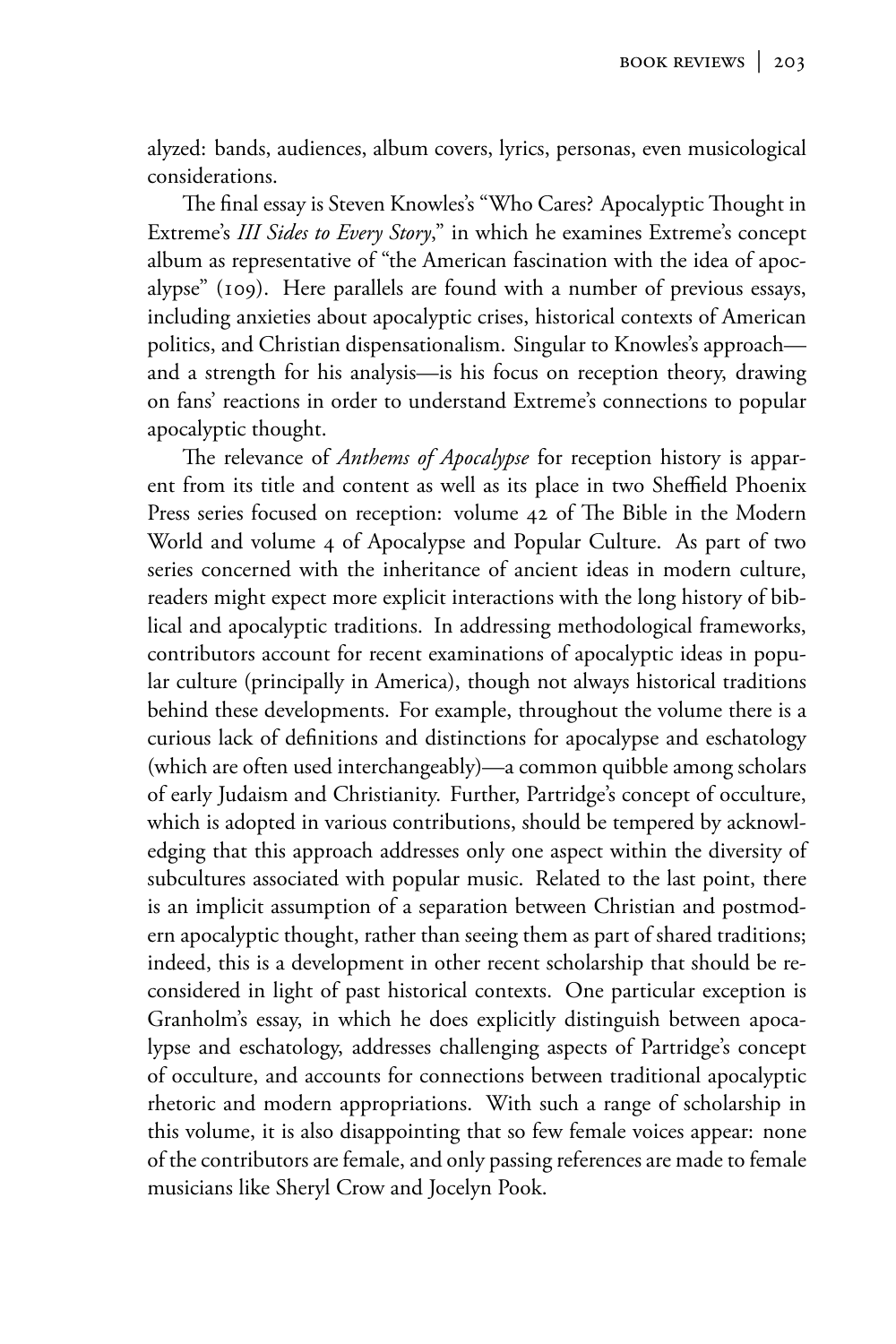alyzed: bands, audiences, album covers, lyrics, personas, even musicological considerations.

The final essay is Steven Knowles's "Who Cares? Apocalyptic Thought in Extreme's *III Sides to Every Story*," in which he examines Extreme's concept album as representative of "the American fascination with the idea of apocalypse" (109). Here parallels are found with a number of previous essays, including anxieties about apocalyptic crises, historical contexts of American politics, and Christian dispensationalism. Singular to Knowles's approach—and a strength for his analysis—is his focus on reception theory, drawing on fans' reactions in order to understand Extreme's connections to popular apocalyptic thought.

The relevance of *Anthems of Apocalypse* for reception history is apparent from its title and content as well as its place in two Sheffield Phoenix Press series focused on reception: volume 42 of The Bible in the Modern World and volume 4 of Apocalypse and Popular Culture. As part of two series concerned with the inheritance of ancient ideas in modern culture, readers might expect more explicit interactions with the long history of biblical and apocalyptic traditions. In addressing methodological frameworks, contributors account for recent examinations of apocalyptic ideas in popular culture (principally in America), though not always historical traditions behind these developments. For example, throughout the volume there is a curious lack of definitions and distinctions for apocalypse and eschatology (which are often used interchangeably)—a common quibble among scholars of early Judaism and Christianity. Further, Partridge's concept of occulture, which is adopted in various contributions, should be tempered by acknowledging that this approach addresses only one aspect within the diversity of subcultures associated with popular music. Related to the last point, there is an implicit assumption of a separation between Christian and postmodern apocalyptic thought, rather than seeing them as part of shared traditions; indeed, this is a development in other recent scholarship that should be reconsidered in light of past historical contexts. One particular exception is Granholm's essay, in which he does explicitly distinguish between apocalypse and eschatology, addresses challenging aspects of Partridge's concept of occulture, and accounts for connections between traditional apocalyptic rhetoric and modern appropriations. With such a range of scholarship in this volume, it is also disappointing that so few female voices appear: none of the contributors are female, and only passing references are made to female musicians like Sheryl Crow and Jocelyn Pook.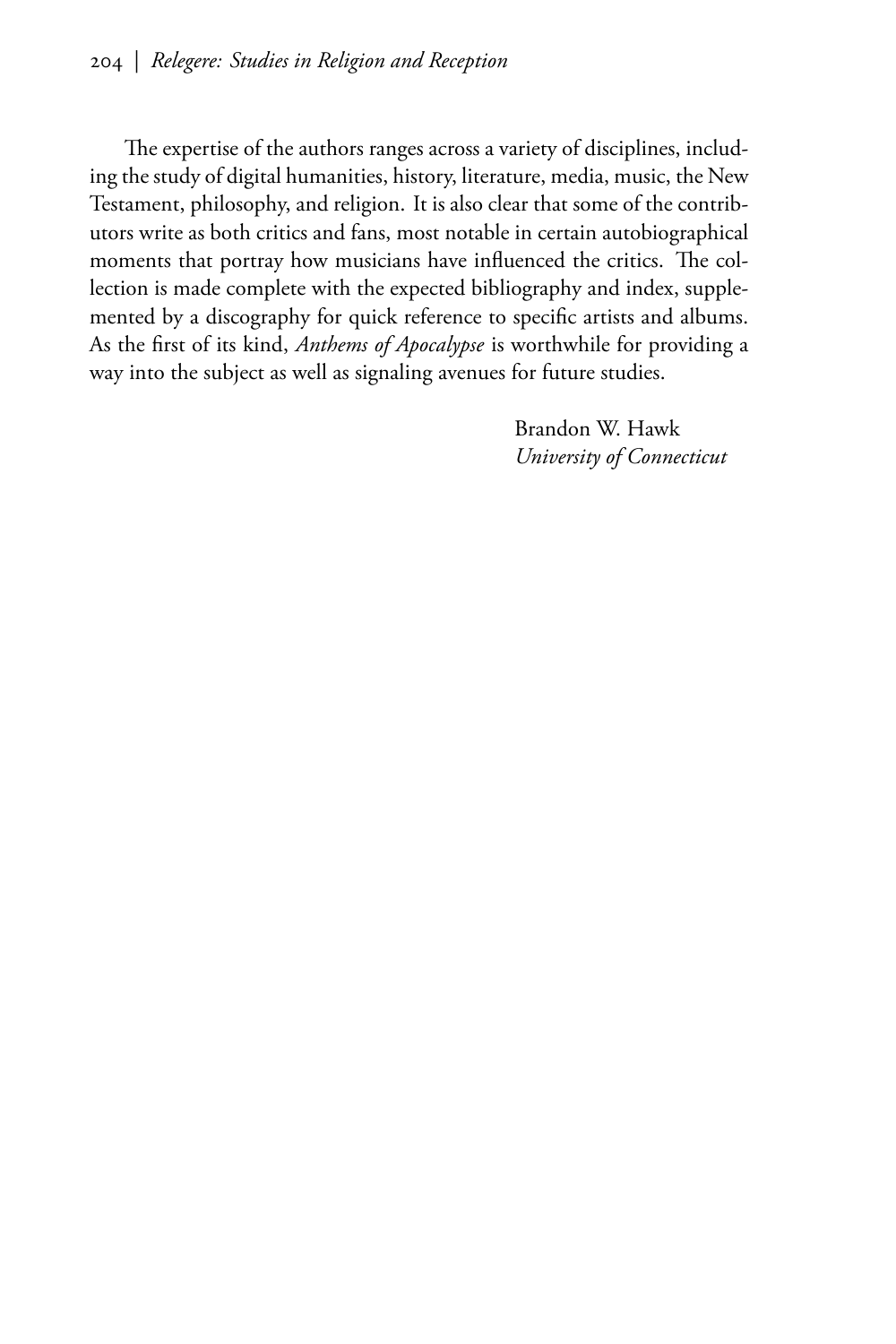The expertise of the authors ranges across a variety of disciplines, including the study of digital humanities, history, literature, media, music, the New Testament, philosophy, and religion. It is also clear that some of the contributors write as both critics and fans, most notable in certain autobiographical moments that portray how musicians have influenced the critics. The collection is made complete with the expected bibliography and index, supplemented by a discography for quick reference to specific artists and albums. As the first of its kind, *Anthems of Apocalypse* is worthwhile for providing a way into the subject as well as signaling avenues for future studies.

Brandon W. Hawk
*University of Connecticut*